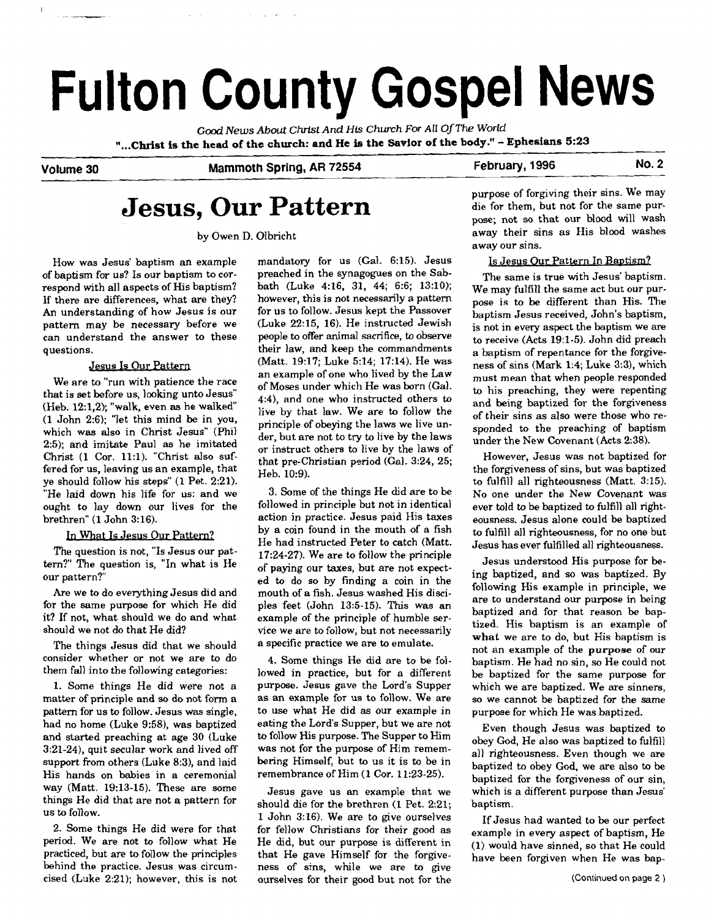# Fulton County Gospel News

*Good News About Christ And His Church For All Of The World*

**"...Christ is the head of the church: and He is the Savior of the body." - Ephesians 5:23**

**Volume 30** **Mammoth Spring, AR 72554** **February, 1996** **No. 2**

## Jesus, Our Pattern

by Owen D. Olbricht

How was Jesus' baptism an example of baptism for us? Is our baptism to correspond with all aspects of His baptism? If there are differences, what are they? An understanding of how Jesus is our pattern may be necessary before we can understand the answer to these questions.

### Jesus Is Our Pattern

We are to "run with patience the race that is set before us, looking unto Jesus" (Heb. 12:1,2); "walk, even as he walked" (1 John 2:6); "let this mind be in you, which was also in Christ Jesus" (Phil 2:5); and imitate Paul as he imitated Christ (1 Cor. 11:1). "Christ also suffered for us, leaving us an example, that ye should follow his steps" (1 Pet. 2:21). "He laid down his life for us: and we ought to lay down our lives for the brethren" (1 John 3:16).

### In What Is Jesus Our Pattern?

The question is not, "Is Jesus our pattern?" The question is, "In what is He our pattern?"

Are we to do everything Jesus did and for the same purpose for which He did it? If not, what should we do and what should we not do that He did?

The things Jesus did that we should consider whether or not we are to do them fall into the following categories:

1. Some things He did were not a matter of principle and so do not form a pattern for us to follow. Jesus was single, had no home (Luke 9:58), was baptized and started preaching at age 30 (Luke 3:21-24), quit secular work and lived off support from others (Luke 8:3), and laid His hands on babies in a ceremonial way (Matt. 19:13-15). These are some things He did that are not a pattern for us to follow.

2. Some things He did were for that period. We are not to follow what He practiced, but are to follow the principles behind the practice. Jesus was circumcised (Luke 2:21); however, this is not mandatory for us (Gal. 6:15). Jesus preached in the synagogues on the Sabbath (Luke 4:16, 31, 44; 6:6; 13:10); however, this is not necessarily a pattern for us to follow. Jesus kept the Passover (Luke 22:15, 16). He instructed Jewish people to offer animal sacrifice, to observe their law, and keep the commandments (Matt. 19:17; Luke 5:14; 17:14). He was an example of one who lived by the Law of Moses under which He was born (Gal. 4:4), and one who instructed others to live by that law. We are to follow the principle of obeying the laws we live under, but are not to try to live by the laws or instruct others to live by the laws of that pre-Christian period (Gal. 3:24, 25; Heb. 10:9).

3. Some of the things He did are to be followed in principle but not in identical action in practice. Jesus paid His taxes by a coin found in the mouth of a fish He had instructed Peter to catch (Matt. 17:24-27). We are to follow the principle of paying our taxes, but are not expected to do so by finding a coin in the mouth of a fish. Jesus washed His disciples feet (John 13:5-15). This was an example of the principle of humble service we are to follow, but not necessarily a specific practice we are to emulate.

4. Some things He did are to be followed in practice, but for a different purpose. Jesus gave the Lord's Supper as an example for us to follow. We are to use what He did as our example in eating the Lord's Supper, but we are not to follow His purpose. The Supper to Him was not for the purpose of Him remembering Himself, but to us it is to be in remembrance of Him (1 Cor. 11:23-25).

Jesus gave us an example that we should die for the brethren (1 Pet. 2:21; 1 John 3:16). We are to give ourselves for fellow Christians for their good as He did, but our purpose is different in that He gave Himself for the forgiveness of sins, while we are to give ourselves for their good but not for the purpose of forgiving their sins. We may die for them, but not for the same purpose; not so that our blood will wash away their sins as His blood washes away our sins.

### Is Jesus Our Pattern In Baptism?

The same is true with Jesus' baptism. We may fulfill the same act but our purpose is to be different than His. The baptism Jesus received, John's baptism, is not in every aspect the baptism we are to receive (Acts 19:1-5). John did preach a baptism of repentance for the forgiveness of sins (Mark 1:4; Luke 3:3), which must mean that when people responded to his preaching, they were repenting and being baptized for the forgiveness of their sins as also were those who responded to the preaching of baptism under the New Covenant (Acts 2:38).

However, Jesus was not baptized for the forgiveness of sins, but was baptized to fulfill all righteousness (Matt. 3:15). No one under the New Covenant was ever told to be baptized to fulfill all righteousness. Jesus alone could be baptized to fulfill all righteousness, for no one but Jesus has ever fulfilled all righteousness.

Jesus understood His purpose for being baptized, and so was baptized. By following His example in principle, we are to understand our purpose in being baptized and for that reason be baptized. His baptism is an example of **what** we are to do, but His baptism is not an example of the **purpose** of our baptism. He had no sin, so He could not be baptized for the same purpose for which we are baptized. We are sinners, so we cannot be baptized for the same purpose for which He was baptized.

Even though Jesus was baptized to obey God, He also was baptized to fulfill all righteousness. Even though we are baptized to obey God, we are also to be baptized for the forgiveness of our sin, which is a different purpose than Jesus' baptism.

If Jesus had wanted to be our perfect example in every aspect of baptism, He (1) would have sinned, so that He could have been forgiven when He was bap-

(Continued on page 2)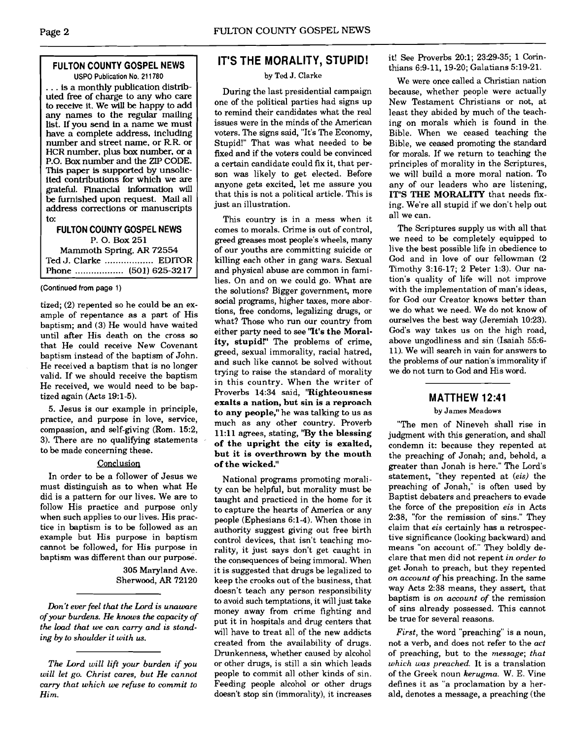## FULTON COUNTY GOSPEL NEWS

USPO Publication No. 211780

. . . is a monthly publication distributed free of charge to any who care to receive it. We will be happy to add any names to the regular mailing list. If you send in a name we must have a complete address, including number and street name, or R.R. or HCR number, plus box number, or a P.O. Box number and the ZIP CODE. This paper is supported by unsolicited contributions for which we are grateful. Financial information will be furnished upon request. Mail all address corrections or manuscripts to:

**FULTON COUNTY GOSPEL NEWS**
P. O. Box 251
Mammoth Spring, AR 72554
Ted J. Clarke .................. EDITOR
Phone .................. (501) 625-3217

(Continued from page 1)

tized; (2) repented so he could be an example of repentance as a part of His baptism; and (3) He would have waited until after His death on the cross so that He could receive New Covenant baptism instead of the baptism of John. He received a baptism that is no longer valid. If we should receive the baptism He received, we would need to be baptized again (Acts 19:1-5).

5. Jesus is our example in principle, practice, and purpose in love, service, compassion, and self-giving (Rom. 15:2, 3). There are no qualifying statements to be made concerning these.

### Conclusion

In order to be a follower of Jesus we must distinguish as to when what He did is a pattern for our lives. We are to follow His practice and purpose only when such applies to our lives. His practice in baptism is to be followed as an example but His purpose in baptism cannot be followed, for His purpose in baptism was different than our purpose.

305 Maryland Ave.
Sherwood, AR 72120

---

*Don't ever feel that the Lord is unaware of your burdens. He knows the capacity of the load that we can carry and is standing by to shoulder it with us.*

---

*The Lord will lift your burden if you will let go. Christ cares, but He cannot carry that which we refuse to commit to Him.*

## IT'S THE MORALITY, STUPID!

by Ted J. Clarke

During the last presidential campaign one of the political parties had signs up to remind their candidates what the real issues were in the minds of the American voters. The signs said, "It's The Economy, Stupid!" That was what needed to be fixed and if the voters could be convinced a certain candidate could fix it, that person was likely to get elected. Before anyone gets excited, let me assure you that this is not a political article. This is just an illustration.

This country is in a mess when it comes to morals. Crime is out of control, greed greases most people's wheels, many of our youths are committing suicide or killing each other in gang wars. Sexual and physical abuse are common in families. On and on we could go. What are the solutions? Bigger government, more social programs, higher taxes, more abortions, free condoms, legalizing drugs, or what? Those who run our country from either party need to see **"It's the Morality, stupid!"** The problems of crime, greed, sexual immorality, racial hatred, and such like cannot be solved without trying to raise the standard of morality in this country. When the writer of Proverbs 14:34 said, **"Righteousness exalts a nation, but sin is a reproach to any people,"** he was talking to us as much as any other country. Proverb 11:11 agrees, stating, **"By the blessing of the upright the city is exalted, but it is overthrown by the mouth of the wicked."**

National programs promoting morality can be helpful, but morality must be taught and practiced in the home for it to capture the hearts of America or any people (Ephesians 6:1-4). When those in authority suggest giving out free birth control devices, that isn't teaching morality, it just says don't get caught in the consequences of being immoral. When it is suggested that drugs be legalized to keep the crooks out of the business, that doesn't teach any person responsibility to avoid such temptations, it will just take money away from crime fighting and put it in hospitals and drug centers that will have to treat all of the new addicts created from the availability of drugs. Drunkenness, whether caused by alcohol or other drugs, is still a sin which leads people to commit all other kinds of sin. Feeding people alcohol or other drugs doesn't stop sin (immorality), it increases it! See Proverbs 20:1; 23:29-35; 1 Corinthians 6:9-11, 19-20; Galatians 5:19-21.

We were once called a Christian nation because, whether people were actually New Testament Christians or not, at least they abided by much of the teaching on morals which is found in the Bible. When we ceased teaching the Bible, we ceased promoting the standard for morals. If we return to teaching the principles of morality in the Scriptures, we will build a more moral nation. To any of our leaders who are listening, **IT'S THE MORALITY** that needs fixing. We're all stupid if we don't help out all we can.

The Scriptures supply us with all that we need to be completely equipped to live the best possible life in obedience to God and in love of our fellowman (2 Timothy 3:16-17; 2 Peter 1:3). Our nation's quality of life will not improve with the implementation of man's ideas, for God our Creator knows better than we do what we need. We do not know of ourselves the best way (Jeremiah 10:23). God's way takes us on the high road, above ungodliness and sin (Isaiah 55:6-11). We will search in vain for answers to the problems of our nation's immorality if we do not turn to God and His word.

## MATTHEW 12:41

by James Meadows

"The men of Nineveh shall rise in judgment with this generation, and shall condemn it: because they repented at the preaching of Jonah; and, behold, a greater than Jonah is here." The Lord's statement, "they repented at *(eis)* the preaching of Jonah," is often used by Baptist debaters and preachers to evade the force of the preposition *eis* in Acts 2:38, "for the remission of sins." They claim that *eis* certainly has a retrospective significance (looking backward) and means "on account of." They boldly declare that men did not repent *in order to* get Jonah to preach, but they repented *on account of* his preaching. In the same way Acts 2:38 means, they assert, that baptism is *on account of* the remission of sins already possessed. This cannot be true for several reasons.

*First*, the word "preaching" is a noun, not a verb, and does not refer to the *act* of preaching, but to the *message*; *that which was preached.* It is a translation of the Greek noun *kerugma.* W. E. Vine defines it as "a proclamation by a herald, denotes a message, a preaching (the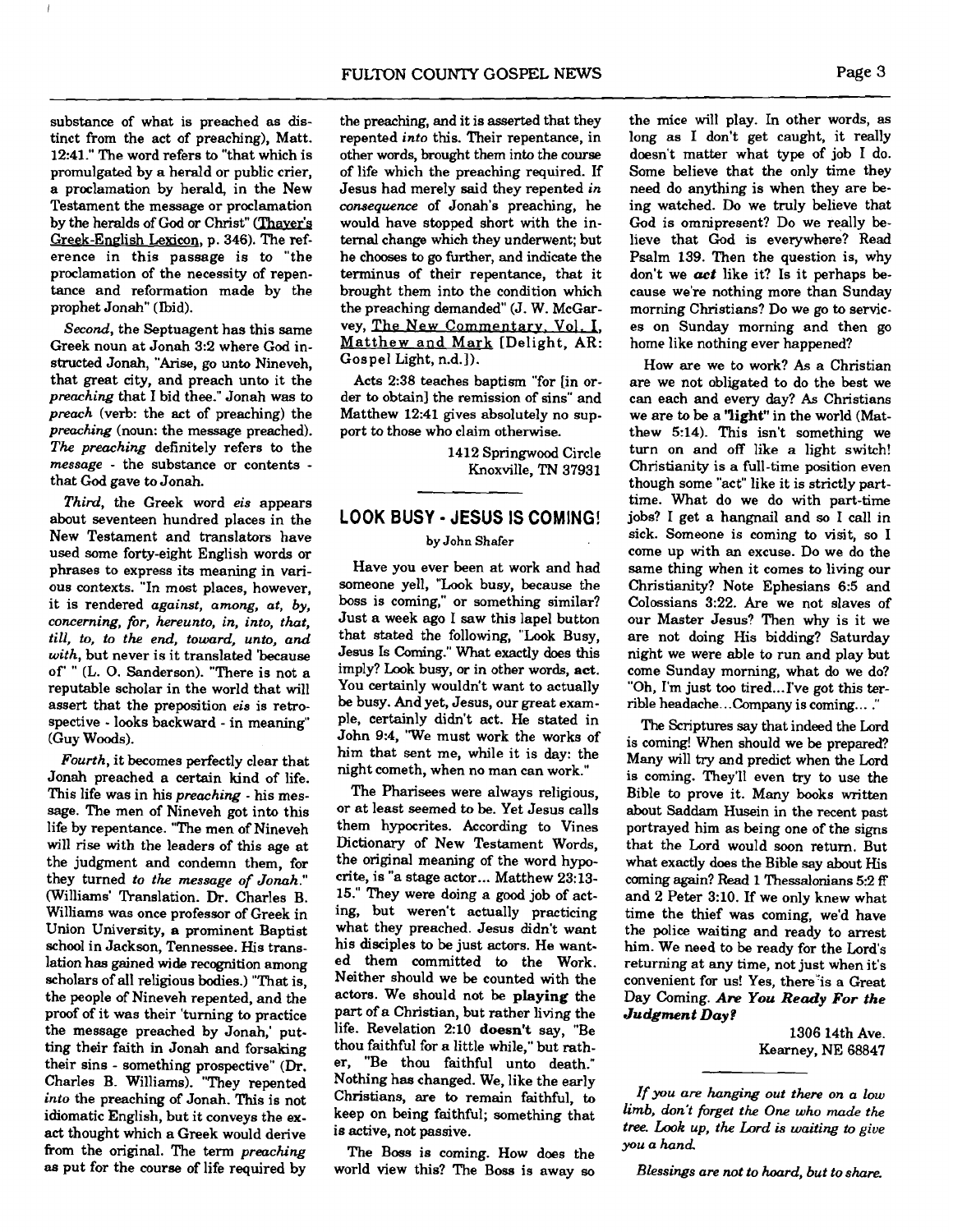substance of what is preached as distinct from the act of preaching), Matt. 12:41." The word refers to "that which is promulgated by a herald or public crier, a proclamation by herald, in the New Testament the message or proclamation by the heralds of God or Christ" (Thayer's Greek-English Lexicon, p. 346). The reference in this passage is to "the proclamation of the necessity of repentance and reformation made by the prophet Jonah" (Ibid).

*Second*, the Septuagent has this same Greek noun at Jonah 3:2 where God instructed Jonah, "Arise, go unto Nineveh, that great city, and preach unto it the *preaching* that I bid thee." Jonah was to *preach* (verb: the act of preaching) the *preaching* (noun: the message preached). *The preaching* definitely refers to the *message* - the substance or contents - that God gave to Jonah.

*Third*, the Greek word *eis* appears about seventeen hundred places in the New Testament and translators have used some forty-eight English words or phrases to express its meaning in various contexts. "In most places, however, it is rendered *against, among, at, by, concerning, for, hereunto, in, into, that, till, to, to the end, toward, unto,* and *with*, but never is it translated 'because of' " (L. O. Sanderson). "There is not a reputable scholar in the world that will assert that the preposition *eis* is retrospective - looks backward - in meaning" (Guy Woods).

*Fourth*, it becomes perfectly clear that Jonah preached a certain kind of life. This life was in his *preaching* - his message. The men of Nineveh got into this life by repentance. "The men of Nineveh will rise with the leaders of this age at the judgment and condemn them, for they turned *to the message of Jonah.*" (Williams' Translation. Dr. Charles B. Williams was once professor of Greek in Union University, a prominent Baptist school in Jackson, Tennessee. His translation has gained wide recognition among scholars of all religious bodies.) "That is, the people of Nineveh repented, and the proof of it was their 'turning to practice the message preached by Jonah,' putting their faith in Jonah and forsaking their sins - something prospective" (Dr. Charles B. Williams). "They repented *into* the preaching of Jonah. This is not idiomatic English, but it conveys the exact thought which a Greek would derive from the original. The term *preaching* as put for the course of life required by the preaching, and it is asserted that they repented *into* this. Their repentance, in other words, brought them into the course of life which the preaching required. If Jesus had merely said they repented *in consequence* of Jonah's preaching, he would have stopped short with the internal change which they underwent; but he chooses to go further, and indicate the terminus of their repentance, that it brought them into the condition which the preaching demanded" (J. W. McGarvey, The New Commentary, Vol. I, Matthew and Mark [Delight, AR: Gospel Light, n.d.]).

Acts 2:38 teaches baptism "for [in order to obtain] the remission of sins" and Matthew 12:41 gives absolutely no support to those who claim otherwise.

1412 Springwood Circle
Knoxville, TN 37931

## LOOK BUSY - JESUS IS COMING!

by John Shafer

Have you ever been at work and had someone yell, "Look busy, because the boss is coming," or something similar? Just a week ago I saw this lapel button that stated the following, "Look Busy, Jesus Is Coming." What exactly does this imply? Look busy, or in other words, **act**. You certainly wouldn't want to actually be busy. And yet, Jesus, our great example, certainly didn't act. He stated in John 9:4, "We must work the works of him that sent me, while it is day: the night cometh, when no man can work."

The Pharisees were always religious, or at least seemed to be. Yet Jesus calls them hypocrites. According to Vines Dictionary of New Testament Words, the original meaning of the word hypocrite, is "a stage actor... Matthew 23:13-15." They were doing a good job of acting, but weren't actually practicing what they preached. Jesus didn't want his disciples to be just actors. He wanted them committed to the Work. Neither should we be counted with the actors. We should not be **playing** the part of a Christian, but rather living the life. Revelation 2:10 **doesn't** say, "Be thou faithful for a little while," but rather, "Be thou faithful unto death." Nothing has changed. We, like the early Christians, are to remain faithful, to keep on being faithful; something that is active, not passive.

The Boss is coming. How does the world view this? The Boss is away so the mice will play. In other words, as long as I don't get caught, it really doesn't matter what type of job I do. Some believe that the only time they need do anything is when they are being watched. Do we truly believe that God is omnipresent? Do we really believe that God is everywhere? Read Psalm 139. Then the question is, why don't we ***act*** like it? Is it perhaps because we're nothing more than Sunday morning Christians? Do we go to services on Sunday morning and then go home like nothing ever happened?

How are we to work? As a Christian are we not obligated to do the best we can each and every day? As Christians we are to be a **"light"** in the world (Matthew 5:14). This isn't something we turn on and off like a light switch! Christianity is a full-time position even though some "act" like it is strictly part-time. What do we do with part-time jobs? I get a hangnail and so I call in sick. Someone is coming to visit, so I come up with an excuse. Do we do the same thing when it comes to living our Christianity? Note Ephesians 6:5 and Colossians 3:22. Are we not slaves of our Master Jesus? Then why is it we are not doing His bidding? Saturday night we were able to run and play but come Sunday morning, what do we do? "Oh, I'm just too tired...I've got this terrible headache...Company is coming... ."

The Scriptures say that indeed the Lord is coming! When should we be prepared? Many will try and predict when the Lord is coming. They'll even try to use the Bible to prove it. Many books written about Saddam Husein in the recent past portrayed him as being one of the signs that the Lord would soon return. But what exactly does the Bible say about His coming again? Read 1 Thessalonians 5:2 ff and 2 Peter 3:10. If we only knew what time the thief was coming, we'd have the police waiting and ready to arrest him. We need to be ready for the Lord's returning at any time, not just when it's convenient for us! Yes, there is a Great Day Coming. ***Are You Ready For the Judgment Day?***

1306 14th Ave.
Kearney, NE 68847

---

*If you are hanging out there on a low limb, don't forget the One who made the tree. Look up, the Lord is waiting to give you a hand.*

*Blessings are not to hoard, but to share.*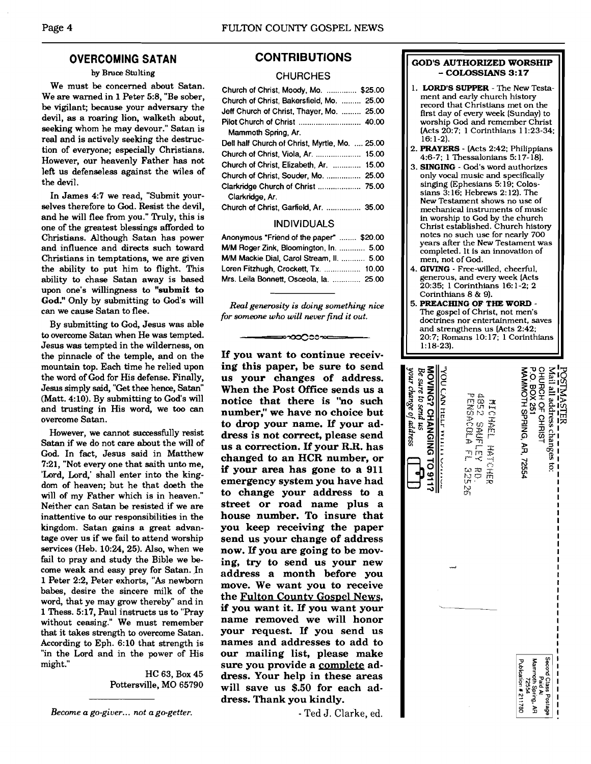## OVERCOMING SATAN

by Bruce Stulting

We must be concerned about Satan. We are warned in 1 Peter 5:8, "Be sober, be vigilant; because your adversary the devil, as a roaring lion, walketh about, seeking whom he may devour." Satan is real and is actively seeking the destruction of everyone; especially Christians. However, our heavenly Father has not left us defenseless against the wiles of the devil.

In James 4:7 we read, "Submit yourselves therefore to God. Resist the devil, and he will flee from you." Truly, this is one of the greatest blessings afforded to Christians. Although Satan has power and influence and directs such toward Christians in temptations, we are given the ability to put him to flight. This ability to chase Satan away is based upon one's willingness to **"submit to God."** Only by submitting to God's will can we cause Satan to flee.

By submitting to God, Jesus was able to overcome Satan when He was tempted. Jesus was tempted in the wilderness, on the pinnacle of the temple, and on the mountain top. Each time he relied upon the word of God for His defense. Finally, Jesus simply said, "Get thee hence, Satan" (Matt. 4:10). By submitting to God's will and trusting in His word, we too can overcome Satan.

However, we cannot successfully resist Satan if we do not care about the will of God. In fact, Jesus said in Matthew 7:21, "Not every one that saith unto me, 'Lord, Lord,' shall enter into the kingdom of heaven; but he that doeth the will of my Father which is in heaven." Neither can Satan be resisted if we are inattentive to our responsibilities in the kingdom. Satan gains a great advantage over us if we fail to attend worship services (Heb. 10:24, 25). Also, when we fail to pray and study the Bible we become weak and easy prey for Satan. In 1 Peter 2:2, Peter exhorts, "As newborn babes, desire the sincere milk of the word, that ye may grow thereby" and in 1 Thess. 5:17, Paul instructs us to "Pray without ceasing." We must remember that it takes strength to overcome Satan. According to Eph. 6:10 that strength is "in the Lord and in the power of His might."

HC 63, Box 45
Pottersville, MO 65790

*Become a go-giver... not a go-getter.*

## CONTRIBUTIONS

### CHURCHES

| | |
|---|---|
| Church of Christ, Moody, Mo. | $25.00 |
| Church of Christ, Bakersfield, Mo. | 25.00 |
| Jeff Church of Christ, Thayer, Mo. | 25.00 |
| Pilot Church of Christ Mammoth Spring, Ar. | 40.00 |
| Dell half Church of Christ, Myrtle, Mo. | 25.00 |
| Church of Christ, Viola, Ar. | 15.00 |
| Church of Christ, Elizabeth, Ar. | 15.00 |
| Church of Christ, Souder, Mo. | 25.00 |
| Clarkridge Church of Christ Clarkridge, Ar. | 75.00 |
| Church of Christ, Garfield, Ar. | 35.00 |

### INDIVIDUALS

| | |
|---|---|
| Anonymous "Friend of the paper" | $20.00 |
| M/M Roger Zink, Bloomington, In. | 5.00 |
| M/M Mackie Dial, Carol Stream, Il. | 5.00 |
| Loren Fitzhugh, Crockett, Tx. | 10.00 |
| Mrs. Leila Bonnett, Osceola, Ia. | 25.00 |

*Real generosity is doing something nice for someone who will never find it out.*

**If you want to continue receiving this paper, be sure to send us your changes of address. When the Post Office sends us a notice that there is "no such number," we have no choice but to drop your name. If your address is not correct, please send us a correction. If your R.R. has changed to an HCR number, or if your area has gone to a 911 emergency system you have had to change your address to a street or road name plus a house number. To insure that you keep receiving the paper send us your change of address now. If you are going to be moving, try to send us your new address a month before you move. We want you to receive the Fulton County Gospel News, if you want it. If you want your name removed we will honor your request. If you send us names and addresses to add to our mailing list, please make sure you provide a complete address. Your help in these areas will save us $.50 for each address. Thank you kindly.**

\- Ted J. Clarke, ed.

**GOD'S AUTHORIZED WORSHIP - COLOSSIANS 3:17**

1. **LORD'S SUPPER** - The New Testament and early church history record that Christians met on the first day of every week (Sunday) to worship God and remember Christ (Acts 20:7; 1 Corinthians 11:23-34; 16:1-2).
2. **PRAYERS** - (Acts 2:42; Philippians 4:6-7; 1 Thessalonians 5:17-18).
3. **SINGING** - God's word authorizes only vocal music and specifically singing (Ephesians 5:19; Colossians 3:16; Hebrews 2:12). The New Testament shows no use of mechanical instruments of music in worship to God by the church Christ established. Church history notes no such use for nearly 700 years after the New Testament was completed. It is an innovation of men, not of God.
4. **GIVING** - Free-willed, cheerful, generous, and every week (Acts 20:35; 1 Corinthians 16:1-2; 2 Corinthians 8 & 9).
5. **PREACHING OF THE WORD** - The gospel of Christ, not men's doctrines nor entertainment, saves and strengthens us (Acts 2:42; 20:7; Romans 10:17; 1 Corinthians 1:18-23).

POSTMASTER
Mail all address changes to:
CHURCH OF CHRIST
P.O. BOX 251
MAMMOTH SPRING, AR 72554

MICHAEL HATCHER
4852 SAUFLEY RD.
PENSACOLA FL 32526

"YOU CAN HELP WITH ..."
**MOVING? CHANGING TO 911?**
*Be sure to send us your change of address*

Second Class Postage Paid At Mammoth Spring, AR 72554 Publication # 211780